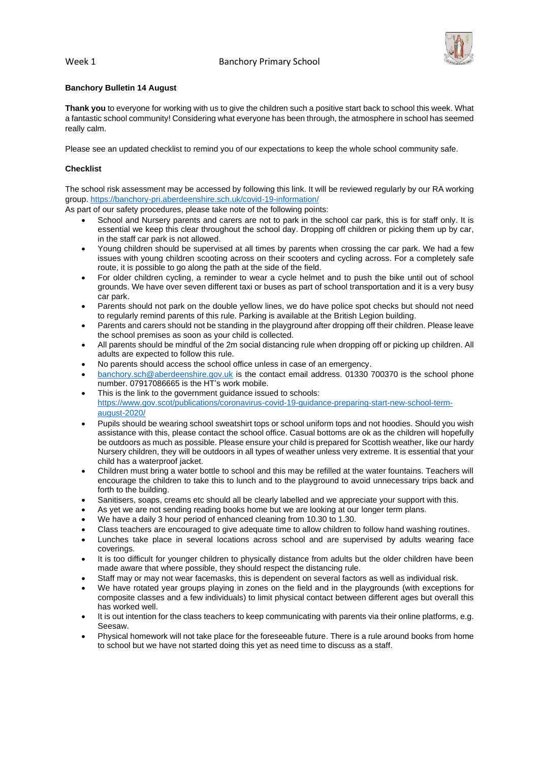Week 1 Banchory Primary School

**Banchory Bulletin 14 August**

**Thank you** to everyone for working with us to give the children such a positive start back to school this week. What a fantastic school community! Considering what everyone has been through, the atmosphere in school has seemed really calm.

Please see an updated checklist to remind you of our expectations to keep the whole school community safe.

**Checklist**

The school risk assessment may be accessed by following this link. It will be reviewed regularly by our RA working group. https://banchory-pri.aberdeenshire.sch.uk/covid-19-information/
As part of our safety procedures, please take note of the following points:

- School and Nursery parents and carers are not to park in the school car park, this is for staff only. It is essential we keep this clear throughout the school day. Dropping off children or picking them up by car, in the staff car park is not allowed.
- Young children should be supervised at all times by parents when crossing the car park. We had a few issues with young children scooting across on their scooters and cycling across. For a completely safe route, it is possible to go along the path at the side of the field.
- For older children cycling, a reminder to wear a cycle helmet and to push the bike until out of school grounds. We have over seven different taxi or buses as part of school transportation and it is a very busy car park.
- Parents should not park on the double yellow lines, we do have police spot checks but should not need to regularly remind parents of this rule. Parking is available at the British Legion building.
- Parents and carers should not be standing in the playground after dropping off their children. Please leave the school premises as soon as your child is collected.
- All parents should be mindful of the 2m social distancing rule when dropping off or picking up children. All adults are expected to follow this rule.
- No parents should access the school office unless in case of an emergency.
- banchory.sch@aberdeenshire.gov.uk is the contact email address. 01330 700370 is the school phone number. 07917086665 is the HT's work mobile.
- This is the link to the government guidance issued to schools: https://www.gov.scot/publications/coronavirus-covid-19-guidance-preparing-start-new-school-term-august-2020/
- Pupils should be wearing school sweatshirt tops or school uniform tops and not hoodies. Should you wish assistance with this, please contact the school office. Casual bottoms are ok as the children will hopefully be outdoors as much as possible. Please ensure your child is prepared for Scottish weather, like our hardy Nursery children, they will be outdoors in all types of weather unless very extreme. It is essential that your child has a waterproof jacket.
- Children must bring a water bottle to school and this may be refilled at the water fountains. Teachers will encourage the children to take this to lunch and to the playground to avoid unnecessary trips back and forth to the building.
- Sanitisers, soaps, creams etc should all be clearly labelled and we appreciate your support with this.
- As yet we are not sending reading books home but we are looking at our longer term plans.
- We have a daily 3 hour period of enhanced cleaning from 10.30 to 1.30.
- Class teachers are encouraged to give adequate time to allow children to follow hand washing routines.
- Lunches take place in several locations across school and are supervised by adults wearing face coverings.
- It is too difficult for younger children to physically distance from adults but the older children have been made aware that where possible, they should respect the distancing rule.
- Staff may or may not wear facemasks, this is dependent on several factors as well as individual risk.
- We have rotated year groups playing in zones on the field and in the playgrounds (with exceptions for composite classes and a few individuals) to limit physical contact between different ages but overall this has worked well.
- It is out intention for the class teachers to keep communicating with parents via their online platforms, e.g. Seesaw.
- Physical homework will not take place for the foreseeable future. There is a rule around books from home to school but we have not started doing this yet as need time to discuss as a staff.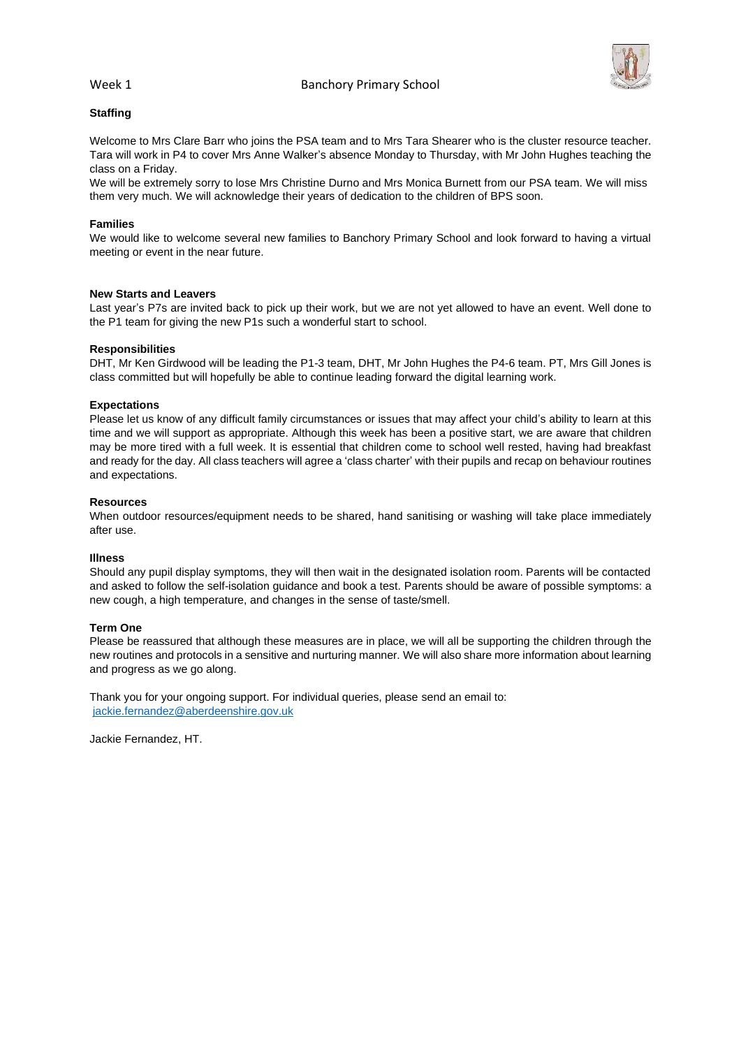Week 1 Banchory Primary School

**Staffing**

Welcome to Mrs Clare Barr who joins the PSA team and to Mrs Tara Shearer who is the cluster resource teacher. Tara will work in P4 to cover Mrs Anne Walker's absence Monday to Thursday, with Mr John Hughes teaching the class on a Friday.

We will be extremely sorry to lose Mrs Christine Durno and Mrs Monica Burnett from our PSA team. We will miss them very much. We will acknowledge their years of dedication to the children of BPS soon.

**Families**

We would like to welcome several new families to Banchory Primary School and look forward to having a virtual meeting or event in the near future.

**New Starts and Leavers**

Last year's P7s are invited back to pick up their work, but we are not yet allowed to have an event. Well done to the P1 team for giving the new P1s such a wonderful start to school.

**Responsibilities**

DHT, Mr Ken Girdwood will be leading the P1-3 team, DHT, Mr John Hughes the P4-6 team. PT, Mrs Gill Jones is class committed but will hopefully be able to continue leading forward the digital learning work.

**Expectations**

Please let us know of any difficult family circumstances or issues that may affect your child's ability to learn at this time and we will support as appropriate. Although this week has been a positive start, we are aware that children may be more tired with a full week. It is essential that children come to school well rested, having had breakfast and ready for the day. All class teachers will agree a 'class charter' with their pupils and recap on behaviour routines and expectations.

**Resources**

When outdoor resources/equipment needs to be shared, hand sanitising or washing will take place immediately after use.

**Illness**

Should any pupil display symptoms, they will then wait in the designated isolation room. Parents will be contacted and asked to follow the self-isolation guidance and book a test. Parents should be aware of possible symptoms: a new cough, a high temperature, and changes in the sense of taste/smell.

**Term One**

Please be reassured that although these measures are in place, we will all be supporting the children through the new routines and protocols in a sensitive and nurturing manner. We will also share more information about learning and progress as we go along.

Thank you for your ongoing support. For individual queries, please send an email to:
jackie.fernandez@aberdeenshire.gov.uk

Jackie Fernandez, HT.